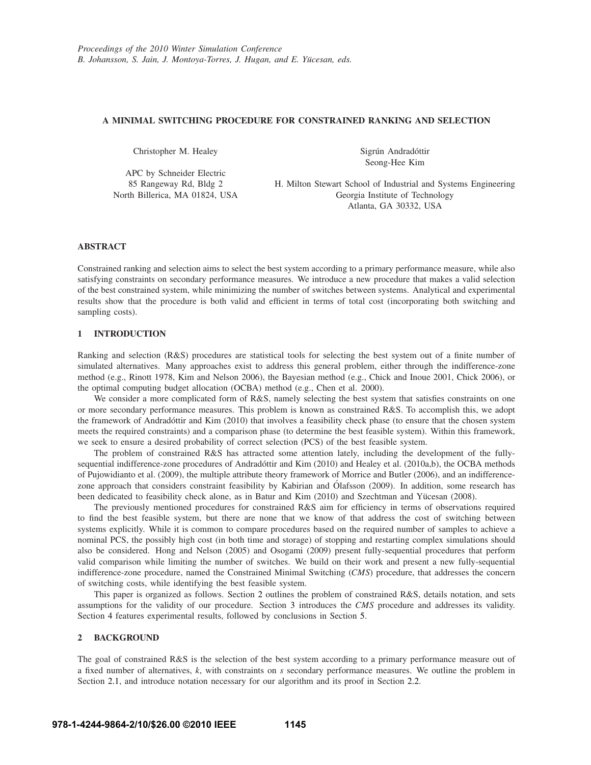*Proceedings of the 2010 Winter Simulation Conference*
*B. Johansson, S. Jain, J. Montoya-Torres, J. Hugan, and E. Yücesan, eds.*

# A MINIMAL SWITCHING PROCEDURE FOR CONSTRAINED RANKING AND SELECTION

Christopher M. Healey

APC by Schneider Electric
85 Rangeway Rd, Bldg 2
North Billerica, MA 01824, USA

Sigrún Andradóttir
Seong-Hee Kim

H. Milton Stewart School of Industrial and Systems Engineering
Georgia Institute of Technology
Atlanta, GA 30332, USA

## ABSTRACT

Constrained ranking and selection aims to select the best system according to a primary performance measure, while also satisfying constraints on secondary performance measures. We introduce a new procedure that makes a valid selection of the best constrained system, while minimizing the number of switches between systems. Analytical and experimental results show that the procedure is both valid and efficient in terms of total cost (incorporating both switching and sampling costs).

## 1 INTRODUCTION

Ranking and selection (R&S) procedures are statistical tools for selecting the best system out of a finite number of simulated alternatives. Many approaches exist to address this general problem, either through the indifference-zone method (e.g., Rinott 1978, Kim and Nelson 2006), the Bayesian method (e.g., Chick and Inoue 2001, Chick 2006), or the optimal computing budget allocation (OCBA) method (e.g., Chen et al. 2000).

We consider a more complicated form of R&S, namely selecting the best system that satisfies constraints on one or more secondary performance measures. This problem is known as constrained R&S. To accomplish this, we adopt the framework of Andradóttir and Kim (2010) that involves a feasibility check phase (to ensure that the chosen system meets the required constraints) and a comparison phase (to determine the best feasible system). Within this framework, we seek to ensure a desired probability of correct selection (PCS) of the best feasible system.

The problem of constrained R&S has attracted some attention lately, including the development of the fully-sequential indifference-zone procedures of Andradóttir and Kim (2010) and Healey et al. (2010a,b), the OCBA methods of Pujowidianto et al. (2009), the multiple attribute theory framework of Morrice and Butler (2006), and an indifference-zone approach that considers constraint feasibility by Kabirian and Ólafsson (2009). In addition, some research has been dedicated to feasibility check alone, as in Batur and Kim (2010) and Szechtman and Yücesan (2008).

The previously mentioned procedures for constrained R&S aim for efficiency in terms of observations required to find the best feasible system, but there are none that we know of that address the cost of switching between systems explicitly. While it is common to compare procedures based on the required number of samples to achieve a nominal PCS, the possibly high cost (in both time and storage) of stopping and restarting complex simulations should also be considered. Hong and Nelson (2005) and Osogami (2009) present fully-sequential procedures that perform valid comparison while limiting the number of switches. We build on their work and present a new fully-sequential indifference-zone procedure, named the Constrained Minimal Switching (*CMS*) procedure, that addresses the concern of switching costs, while identifying the best feasible system.

This paper is organized as follows. Section 2 outlines the problem of constrained R&S, details notation, and sets assumptions for the validity of our procedure. Section 3 introduces the *CMS* procedure and addresses its validity. Section 4 features experimental results, followed by conclusions in Section 5.

## 2 BACKGROUND

The goal of constrained R&S is the selection of the best system according to a primary performance measure out of a fixed number of alternatives, $k$, with constraints on $s$ secondary performance measures. We outline the problem in Section 2.1, and introduce notation necessary for our algorithm and its proof in Section 2.2.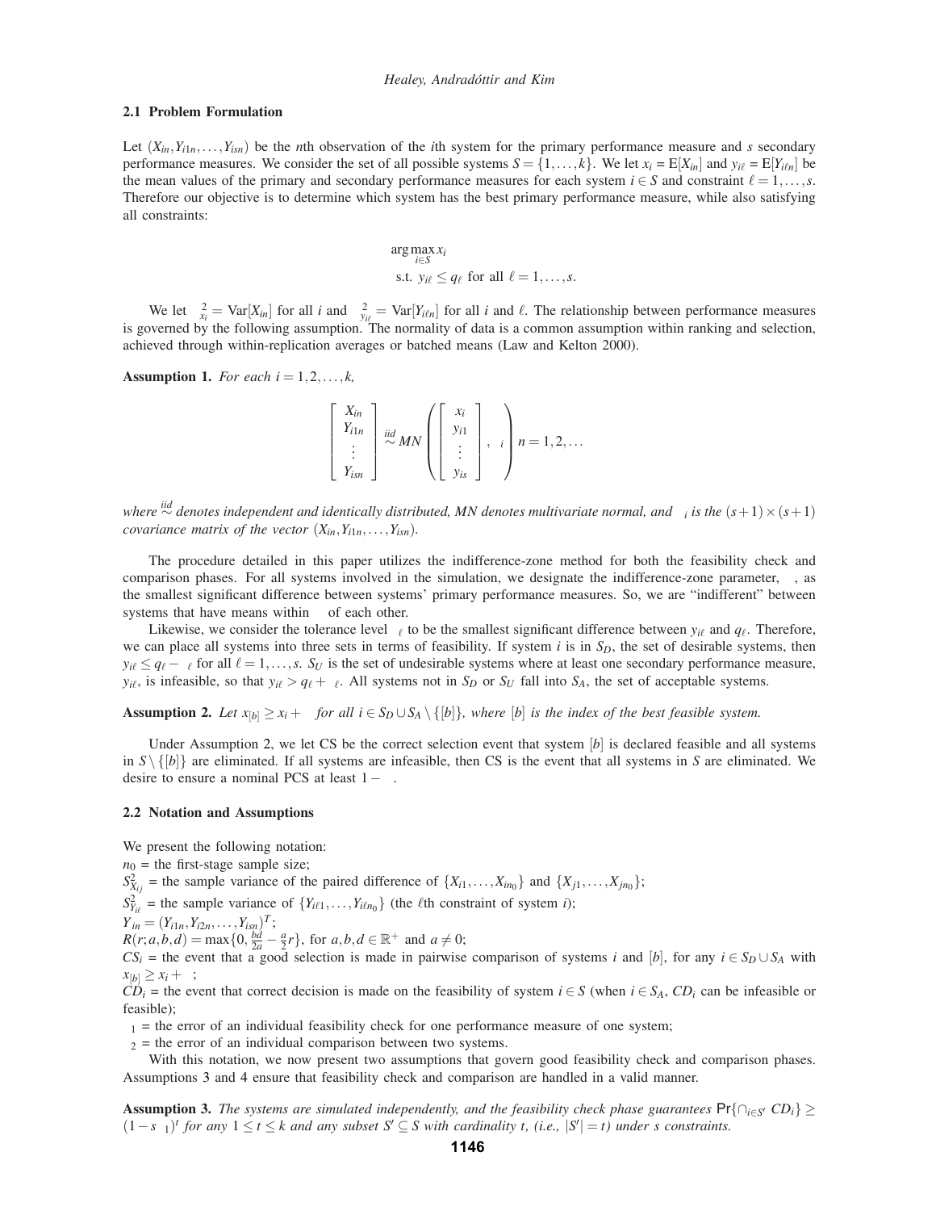### 2.1 Problem Formulation

Let $(X_{in}, Y_{i1n}, \ldots, Y_{isn})$ be the $n$th observation of the $i$th system for the primary performance measure and $s$ secondary performance measures. We consider the set of all possible systems $S = \{1, \ldots, k\}$. We let $x_i$ = E$[X_{in}]$ and $y_{i\ell}$ = E$[Y_{i\ell n}]$ be the mean values of the primary and secondary performance measures for each system $i \in S$ and constraint $\ell = 1, \ldots, s$. Therefore our objective is to determine which system has the best primary performance measure, while also satisfying all constraints:

$$\arg\max_{i \in S} x_i$$
$$\text{s.t. } y_{i\ell} \leq q_\ell \text{ for all } \ell = 1, \ldots, s.$$

We let $\sigma_{x_i}^2 = \text{Var}[X_{in}]$ for all $i$ and $\sigma_{y_{i\ell}}^2 = \text{Var}[Y_{i\ell n}]$ for all $i$ and $\ell$. The relationship between performance measures is governed by the following assumption. The normality of data is a common assumption within ranking and selection, achieved through within-replication averages or batched means (Law and Kelton 2000).

**Assumption 1.** *For each $i = 1, 2, \ldots, k$,*

$$\begin{bmatrix} X_{in} \\ Y_{i1n} \\ \vdots \\ Y_{isn} \end{bmatrix} \overset{iid}{\sim} MN\left( \begin{bmatrix} x_i \\ y_{i1} \\ \vdots \\ y_{is} \end{bmatrix}, \Sigma_i \right), n = 1, 2, \ldots$$

*where $\overset{iid}{\sim}$ denotes independent and identically distributed, MN denotes multivariate normal, and $\Sigma_i$ is the $(s+1) \times (s+1)$ covariance matrix of the vector $(X_{in}, Y_{i1n}, \ldots, Y_{isn})$.*

The procedure detailed in this paper utilizes the indifference-zone method for both the feasibility check and comparison phases. For all systems involved in the simulation, we designate the indifference-zone parameter, $\delta$, as the smallest significant difference between systems' primary performance measures. So, we are "indifferent" between systems that have means within $\delta$ of each other.

Likewise, we consider the tolerance level $\varepsilon_\ell$ to be the smallest significant difference between $y_{i\ell}$ and $q_\ell$. Therefore, we can place all systems into three sets in terms of feasibility. If system $i$ is in $S_D$, the set of desirable systems, then $y_{i\ell} \leq q_\ell - \varepsilon_\ell$ for all $\ell = 1, \ldots, s$. $S_U$ is the set of undesirable systems where at least one secondary performance measure, $y_{i\ell}$, is infeasible, so that $y_{i\ell} > q_\ell + \varepsilon_\ell$. All systems not in $S_D$ or $S_U$ fall into $S_A$, the set of acceptable systems.

**Assumption 2.** *Let $x_{[b]} \geq x_i + \delta$ for all $i \in S_D \cup S_A \setminus \{[b]\}$, where $[b]$ is the index of the best feasible system.*

Under Assumption 2, we let CS be the correct selection event that system $[b]$ is declared feasible and all systems in $S \setminus \{[b]\}$ are eliminated. If all systems are infeasible, then CS is the event that all systems in $S$ are eliminated. We desire to ensure a nominal PCS at least $1 - \alpha$.

### 2.2 Notation and Assumptions

We present the following notation:
$n_0$ = the first-stage sample size;
$S_{X_{ij}}^2$ = the sample variance of the paired difference of $\{X_{i1}, \ldots, X_{in_0}\}$ and $\{X_{j1}, \ldots, X_{jn_0}\}$;
$S_{Y_{i\ell}}^2$ = the sample variance of $\{Y_{i\ell 1}, \ldots, Y_{i\ell n_0}\}$ (the $\ell$th constraint of system $i$);
$Y_{in} = (Y_{i1n}, Y_{i2n}, \ldots, Y_{isn})^T$;
$R(r; a, b, d) = \max\{0, \frac{bd}{2a} - \frac{a}{2}r\}$, for $a, b, d \in \mathbb{R}^+$ and $a \neq 0$;
$CS_i$ = the event that a good selection is made in pairwise comparison of systems $i$ and $[b]$, for any $i \in S_D \cup S_A$ with $x_{[b]} \geq x_i + \delta$;
$CD_i$ = the event that correct decision is made on the feasibility of system $i \in S$ (when $i \in S_A$, $CD_i$ can be infeasible or feasible);
$\beta_1$ = the error of an individual feasibility check for one performance measure of one system;
$\beta_2$ = the error of an individual comparison between two systems.

With this notation, we now present two assumptions that govern good feasibility check and comparison phases. Assumptions 3 and 4 ensure that feasibility check and comparison are handled in a valid manner.

**Assumption 3.** *The systems are simulated independently, and the feasibility check phase guarantees* $\Pr\{\cap_{i \in S'} CD_i\} \geq (1 - s\beta_1)^t$ *for any $1 \leq t \leq k$ and any subset $S' \subseteq S$ with cardinality $t$, (i.e., $|S'| = t$) under $s$ constraints.*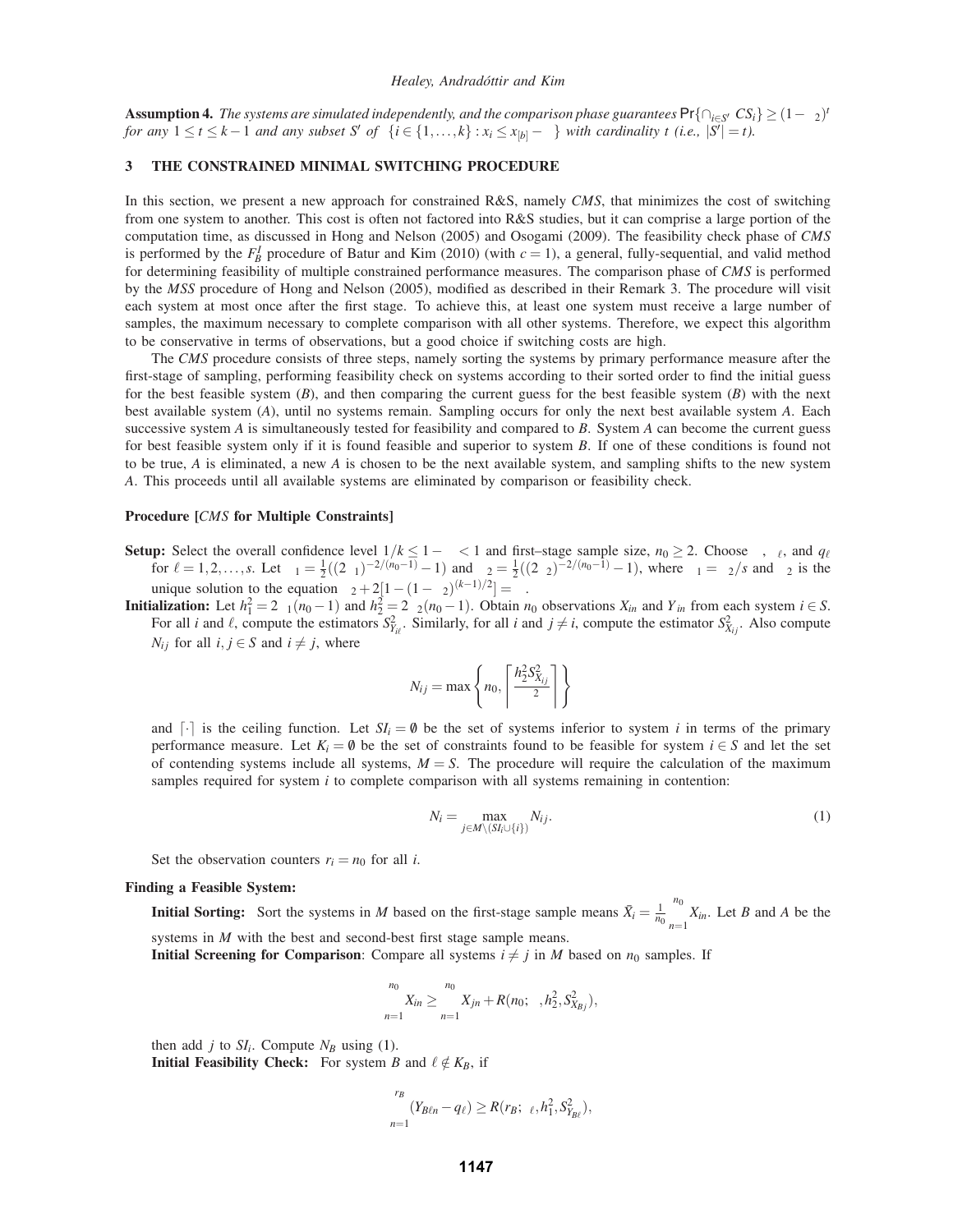**Assumption 4.** *The systems are simulated independently, and the comparison phase guarantees* $\Pr\{\cap_{i\in S'} CS_i\} \geq (1-\beta_2)^t$ *for any* $1 \leq t \leq k-1$ *and any subset* $S'$ *of* $\{i \in \{1,\ldots,k\} : x_i \leq x_{[b]} - \delta\}$ *with cardinality* $t$ *(i.e.,* $|S'| = t$*).*

## 3 THE CONSTRAINED MINIMAL SWITCHING PROCEDURE

In this section, we present a new approach for constrained R&S, namely *CMS*, that minimizes the cost of switching from one system to another. This cost is often not factored into R&S studies, but it can comprise a large portion of the computation time, as discussed in Hong and Nelson (2005) and Osogami (2009). The feasibility check phase of *CMS* is performed by the $F_B^I$ procedure of Batur and Kim (2010) (with $c = 1$), a general, fully-sequential, and valid method for determining feasibility of multiple constrained performance measures. The comparison phase of *CMS* is performed by the *MSS* procedure of Hong and Nelson (2005), modified as described in their Remark 3. The procedure will visit each system at most once after the first stage. To achieve this, at least one system must receive a large number of samples, the maximum necessary to complete comparison with all other systems. Therefore, we expect this algorithm to be conservative in terms of observations, but a good choice if switching costs are high.

The *CMS* procedure consists of three steps, namely sorting the systems by primary performance measure after the first-stage of sampling, performing feasibility check on systems according to their sorted order to find the initial guess for the best feasible system ($B$), and then comparing the current guess for the best feasible system ($B$) with the next best available system ($A$), until no systems remain. Sampling occurs for only the next best available system $A$. Each successive system $A$ is simultaneously tested for feasibility and compared to $B$. System $A$ can become the current guess for best feasible system only if it is found feasible and superior to system $B$. If one of these conditions is found not to be true, $A$ is eliminated, a new $A$ is chosen to be the next available system, and sampling shifts to the new system $A$. This proceeds until all available systems are eliminated by comparison or feasibility check.

**Procedure [*CMS* for Multiple Constraints]**

**Setup:** Select the overall confidence level $1/k \leq 1-\alpha < 1$ and first–stage sample size, $n_0 \geq 2$. Choose $\delta$, $\varepsilon_\ell$, and $q_\ell$ for $\ell = 1,2,\ldots,s$. Let $\eta_1 = \frac{1}{2}((2\beta_1)^{-2/(n_0-1)} - 1)$ and $\eta_2 = \frac{1}{2}((2\beta_2)^{-2/(n_0-1)} - 1)$, where $\beta_1 = \alpha_2/s$ and $\beta_2$ is the unique solution to the equation $\beta_2 + 2[1-(1-\beta_2)^{(k-1)/2}] = \alpha$.

**Initialization:** Let $h_1^2 = 2\eta_1(n_0-1)$ and $h_2^2 = 2\eta_2(n_0-1)$. Obtain $n_0$ observations $X_{in}$ and $Y_{in}$ from each system $i \in S$. For all $i$ and $\ell$, compute the estimators $S_{Y_{i\ell}}^2$. Similarly, for all $i$ and $j \neq i$, compute the estimator $S_{X_{ij}}^2$. Also compute $N_{ij}$ for all $i, j \in S$ and $i \neq j$, where

$$N_{ij} = \max\left\{n_0, \left\lceil \frac{h_2^2 S_{X_{ij}}^2}{\delta^2} \right\rceil \right\}$$

and $\lceil\cdot\rceil$ is the ceiling function. Let $SI_i = \emptyset$ be the set of systems inferior to system $i$ in terms of the primary performance measure. Let $K_i = \emptyset$ be the set of constraints found to be feasible for system $i \in S$ and let the set of contending systems include all systems, $M = S$. The procedure will require the calculation of the maximum samples required for system $i$ to complete comparison with all systems remaining in contention:

$$N_i = \max_{j\in M\setminus(SI_i\cup\{i\})} N_{ij}. \tag{1}$$

Set the observation counters $r_i = n_0$ for all $i$.

**Finding a Feasible System:**

**Initial Sorting:** Sort the systems in $M$ based on the first-stage sample means $\bar{X}_i = \frac{1}{n_0}\sum_{n=1}^{n_0} X_{in}$. Let $B$ and $A$ be the systems in $M$ with the best and second-best first stage sample means.

**Initial Screening for Comparison**: Compare all systems $i \neq j$ in $M$ based on $n_0$ samples. If

$$\sum_{n=1}^{n_0} X_{in} \geq \sum_{n=1}^{n_0} X_{jn} + R(n_0; \delta, h_2^2, S_{X_{Bj}}^2),$$

then add $j$ to $SI_i$. Compute $N_B$ using (1).

**Initial Feasibility Check:** For system $B$ and $\ell \notin K_B$, if

$$\sum_{n=1}^{r_B} (Y_{B\ell n} - q_\ell) \geq R(r_B; \varepsilon_\ell, h_1^2, S_{Y_{B\ell}}^2),$$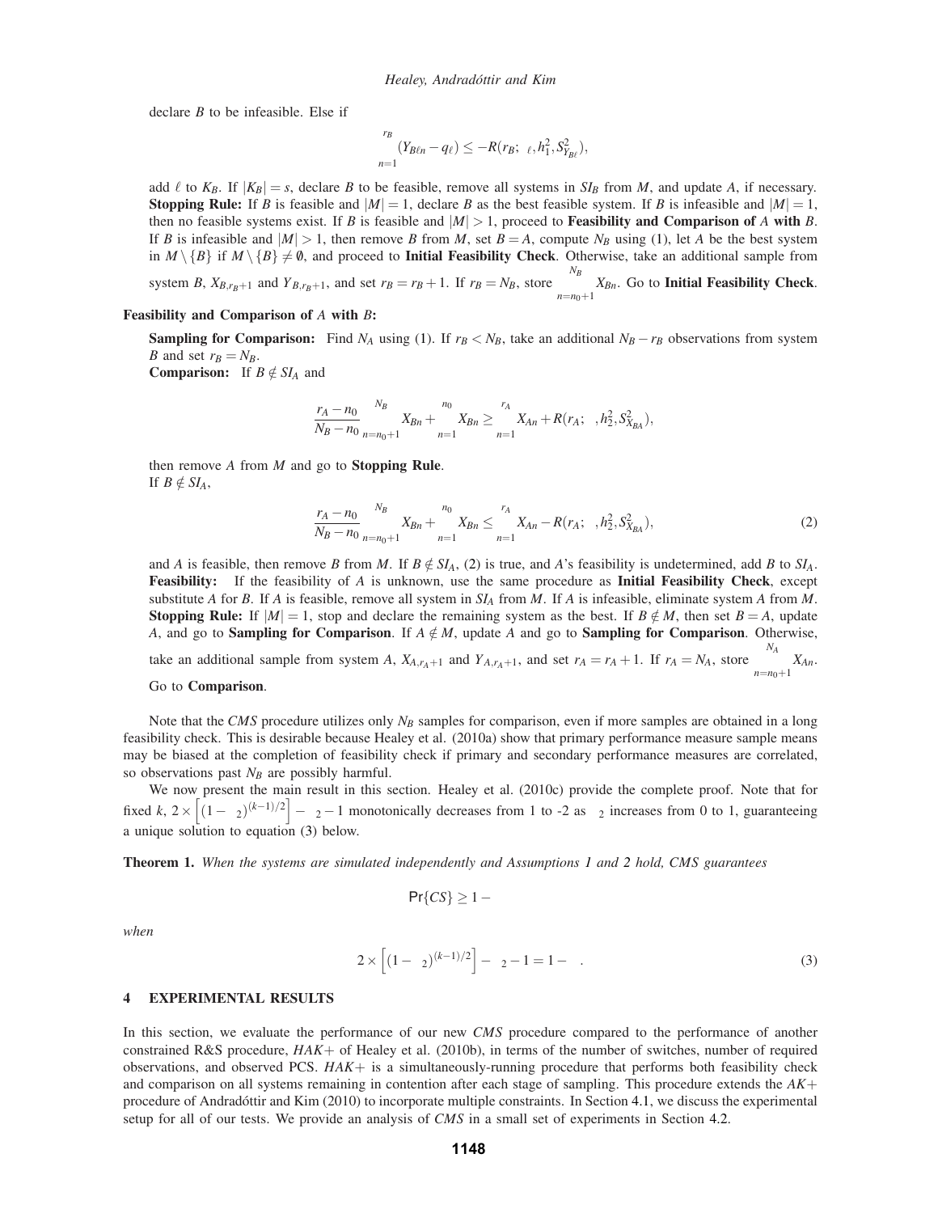declare $B$ to be infeasible. Else if

$$\sum_{n=1}^{r_B}(Y_{B\ell n}-q_\ell)\le -R(r_B;\epsilon_\ell,h_1^2,S^2_{Y_{B\ell}}),$$

add $\ell$ to $K_B$. If $|K_B|=s$, declare $B$ to be feasible, remove all systems in $SI_B$ from $M$, and update $A$, if necessary.
**Stopping Rule:** If $B$ is feasible and $|M|=1$, declare $B$ as the best feasible system. If $B$ is infeasible and $|M|=1$, then no feasible systems exist. If $B$ is feasible and $|M|>1$, proceed to **Feasibility and Comparison of** $A$ **with** $B$. If $B$ is infeasible and $|M|>1$, then remove $B$ from $M$, set $B=A$, compute $N_B$ using (1), let $A$ be the best system in $M\setminus\{B\}$ if $M\setminus\{B\}\neq\emptyset$, and proceed to **Initial Feasibility Check**. Otherwise, take an additional sample from system $B$, $X_{B,r_B+1}$ and $Y_{B,r_B+1}$, and set $r_B=r_B+1$. If $r_B=N_B$, store $\sum_{n=n_0+1}^{N_B}X_{Bn}$. Go to **Initial Feasibility Check**.

**Feasibility and Comparison of** $A$ **with** $B$**:**

**Sampling for Comparison:** Find $N_A$ using (1). If $r_B<N_B$, take an additional $N_B-r_B$ observations from system $B$ and set $r_B=N_B$.
**Comparison:** If $B\notin SI_A$ and

$$\frac{r_A-n_0}{N_B-n_0}\sum_{n=n_0+1}^{N_B}X_{Bn}+\sum_{n=1}^{n_0}X_{Bn}\ge\sum_{n=1}^{r_A}X_{An}+R(r_A;\delta,h_2^2,S^2_{X_{BA}}),$$

then remove $A$ from $M$ and go to **Stopping Rule**.
If $B\notin SI_A$,

$$\frac{r_A-n_0}{N_B-n_0}\sum_{n=n_0+1}^{N_B}X_{Bn}+\sum_{n=1}^{n_0}X_{Bn}\le\sum_{n=1}^{r_A}X_{An}-R(r_A;\delta,h_2^2,S^2_{X_{BA}}),\tag{2}$$

and $A$ is feasible, then remove $B$ from $M$. If $B\notin SI_A$, (2) is true, and $A$'s feasibility is undetermined, add $B$ to $SI_A$.
**Feasibility:** If the feasibility of $A$ is unknown, use the same procedure as **Initial Feasibility Check**, except substitute $A$ for $B$. If $A$ is feasible, remove all system in $SI_A$ from $M$. If $A$ is infeasible, eliminate system $A$ from $M$.
**Stopping Rule:** If $|M|=1$, stop and declare the remaining system as the best. If $B\notin M$, then set $B=A$, update $A$, and go to **Sampling for Comparison**. If $A\notin M$, update $A$ and go to **Sampling for Comparison**. Otherwise, take an additional sample from system $A$, $X_{A,r_A+1}$ and $Y_{A,r_A+1}$, and set $r_A=r_A+1$. If $r_A=N_A$, store $\sum_{n=n_0+1}^{N_A}X_{An}$.
Go to **Comparison**.

Note that the *CMS* procedure utilizes only $N_B$ samples for comparison, even if more samples are obtained in a long feasibility check. This is desirable because Healey et al. (2010a) show that primary performance measure sample means may be biased at the completion of feasibility check if primary and secondary performance measures are correlated, so observations past $N_B$ are possibly harmful.

We now present the main result in this section. Healey et al. (2010c) provide the complete proof. Note that for fixed $k$, $2\times\left[(1-\beta_2)^{(k-1)/2}\right]-\beta_2-1$ monotonically decreases from 1 to -2 as $\beta_2$ increases from 0 to 1, guaranteeing a unique solution to equation (3) below.

**Theorem 1.** *When the systems are simulated independently and Assumptions 1 and 2 hold, CMS guarantees*

$$\Pr\{CS\}\ge 1-\alpha$$

*when*

$$2\times\left[(1-\beta_2)^{(k-1)/2}\right]-\beta_2-1=1-\alpha.\tag{3}$$

## 4 EXPERIMENTAL RESULTS

In this section, we evaluate the performance of our new *CMS* procedure compared to the performance of another constrained R&S procedure, *HAK*+ of Healey et al. (2010b), in terms of the number of switches, number of required observations, and observed PCS. *HAK*+ is a simultaneously-running procedure that performs both feasibility check and comparison on all systems remaining in contention after each stage of sampling. This procedure extends the *AK*+ procedure of Andradóttir and Kim (2010) to incorporate multiple constraints. In Section 4.1, we discuss the experimental setup for all of our tests. We provide an analysis of *CMS* in a small set of experiments in Section 4.2.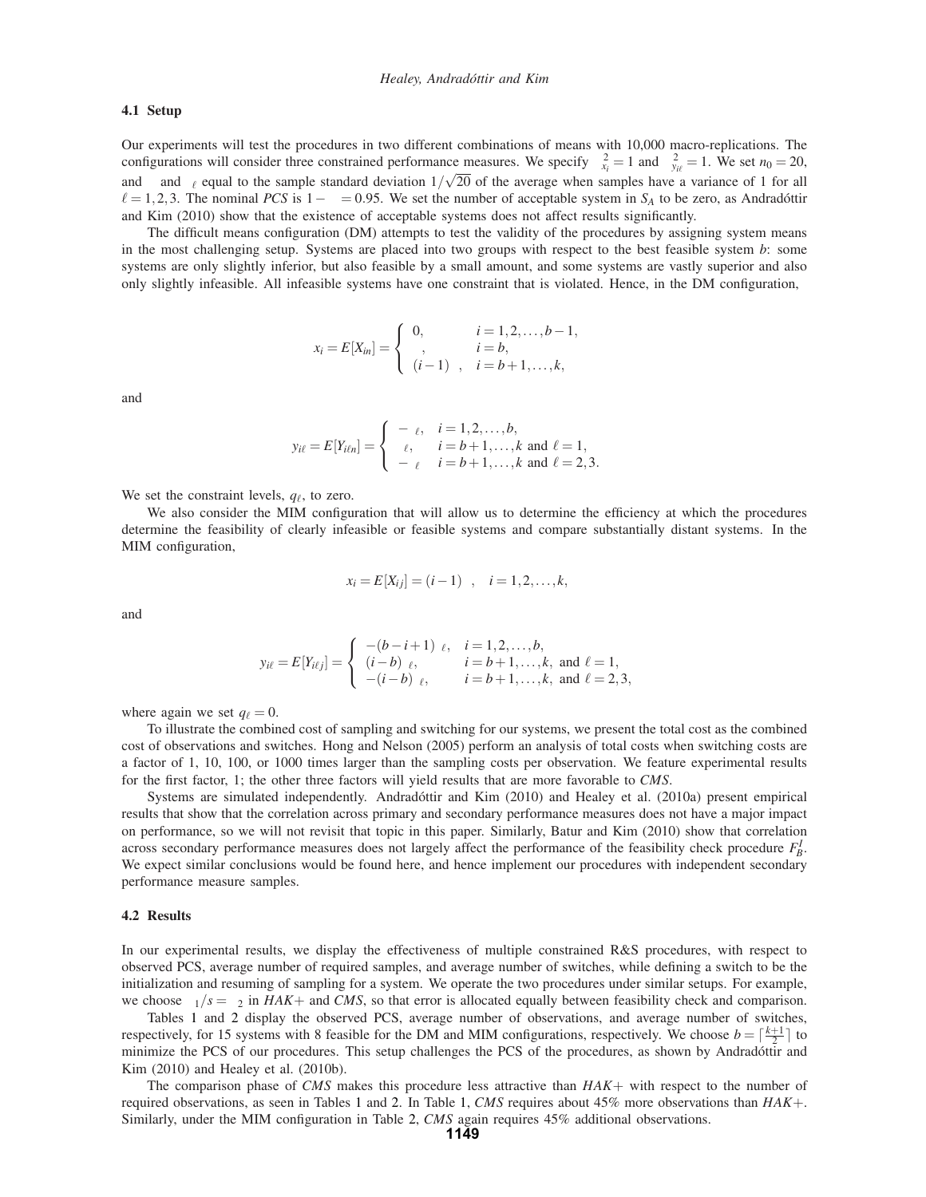### 4.1 Setup

Our experiments will test the procedures in two different combinations of means with 10,000 macro-replications. The configurations will consider three constrained performance measures. We specify $\sigma_{x_i}^2 = 1$ and $\sigma_{y_{i\ell}}^2 = 1$. We set $n_0 = 20$, and $\delta$ and $\varepsilon_\ell$ equal to the sample standard deviation $1/\sqrt{20}$ of the average when samples have a variance of 1 for all $\ell = 1,2,3$. The nominal *PCS* is $1-\alpha = 0.95$. We set the number of acceptable system in $S_A$ to be zero, as Andradóttir and Kim (2010) show that the existence of acceptable systems does not affect results significantly.

The difficult means configuration (DM) attempts to test the validity of the procedures by assigning system means in the most challenging setup. Systems are placed into two groups with respect to the best feasible system $b$: some systems are only slightly inferior, but also feasible by a small amount, and some systems are vastly superior and also only slightly infeasible. All infeasible systems have one constraint that is violated. Hence, in the DM configuration,

$$x_i = E[X_{in}] = \begin{cases} 0, & i = 1,2,\ldots,b-1, \\ \delta, & i = b, \\ (i-1)\delta, & i = b+1,\ldots,k, \end{cases}$$

and

$$y_{i\ell} = E[Y_{i\ell n}] = \begin{cases} -\varepsilon_\ell, & i = 1,2,\ldots,b, \\ \varepsilon_\ell, & i = b+1,\ldots,k \text{ and } \ell = 1, \\ -\varepsilon_\ell & i = b+1,\ldots,k \text{ and } \ell = 2,3. \end{cases}$$

We set the constraint levels, $q_\ell$, to zero.

We also consider the MIM configuration that will allow us to determine the efficiency at which the procedures determine the feasibility of clearly infeasible or feasible systems and compare substantially distant systems. In the MIM configuration,

$$x_i = E[X_{ij}] = (i-1)\delta, \quad i = 1,2,\ldots,k,$$

and

$$y_{i\ell} = E[Y_{i\ell j}] = \begin{cases} -(b-i+1)\varepsilon_\ell, & i = 1,2,\ldots,b, \\ (i-b)\varepsilon_\ell, & i = b+1,\ldots,k, \text{ and } \ell = 1, \\ -(i-b)\varepsilon_\ell, & i = b+1,\ldots,k, \text{ and } \ell = 2,3, \end{cases}$$

where again we set $q_\ell = 0$.

To illustrate the combined cost of sampling and switching for our systems, we present the total cost as the combined cost of observations and switches. Hong and Nelson (2005) perform an analysis of total costs when switching costs are a factor of 1, 10, 100, or 1000 times larger than the sampling costs per observation. We feature experimental results for the first factor, 1; the other three factors will yield results that are more favorable to *CMS*.

Systems are simulated independently. Andradóttir and Kim (2010) and Healey et al. (2010a) present empirical results that show that the correlation across primary and secondary performance measures does not have a major impact on performance, so we will not revisit that topic in this paper. Similarly, Batur and Kim (2010) show that correlation across secondary performance measures does not largely affect the performance of the feasibility check procedure $F_B^I$. We expect similar conclusions would be found here, and hence implement our procedures with independent secondary performance measure samples.

### 4.2 Results

In our experimental results, we display the effectiveness of multiple constrained R&S procedures, with respect to observed PCS, average number of required samples, and average number of switches, while defining a switch to be the initialization and resuming of sampling for a system. We operate the two procedures under similar setups. For example, we choose $\alpha_1/s = \alpha_2$ in *HAK+* and *CMS*, so that error is allocated equally between feasibility check and comparison.

Tables 1 and 2 display the observed PCS, average number of observations, and average number of switches, respectively, for 15 systems with 8 feasible for the DM and MIM configurations, respectively. We choose $b = \lceil \frac{k+1}{2} \rceil$ to minimize the PCS of our procedures. This setup challenges the PCS of the procedures, as shown by Andradóttir and Kim (2010) and Healey et al. (2010b).

The comparison phase of *CMS* makes this procedure less attractive than *HAK+* with respect to the number of required observations, as seen in Tables 1 and 2. In Table 1, *CMS* requires about 45% more observations than *HAK+*. Similarly, under the MIM configuration in Table 2, *CMS* again requires 45% additional observations.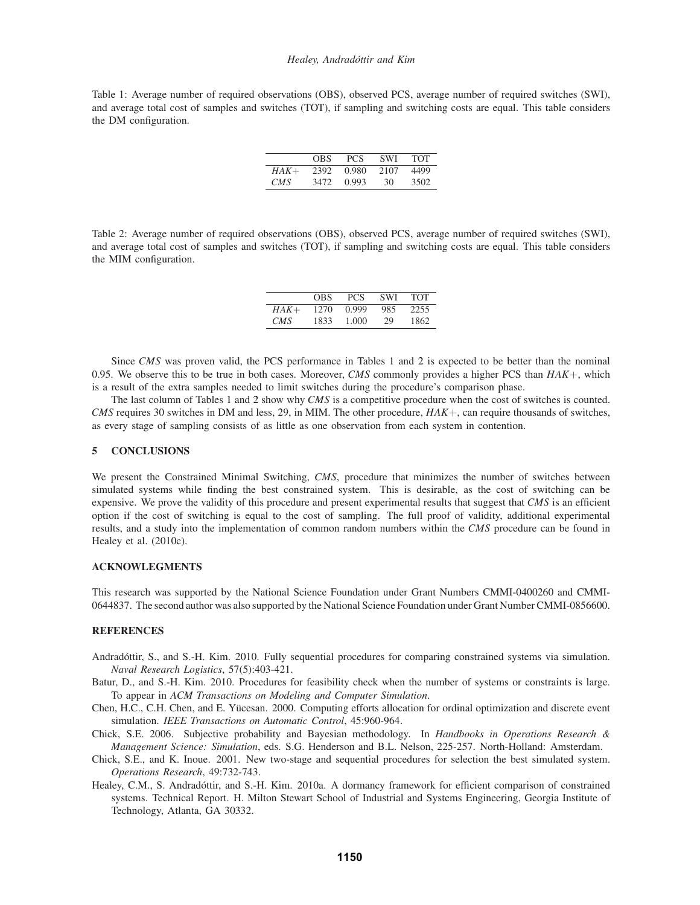Table 1: Average number of required observations (OBS), observed PCS, average number of required switches (SWI), and average total cost of samples and switches (TOT), if sampling and switching costs are equal. This table considers the DM configuration.

| | OBS | PCS | SWI | TOT |
|---|---|---|---|---|
| *HAK+* | 2392 | 0.980 | 2107 | 4499 |
| *CMS* | 3472 | 0.993 | 30 | 3502 |

Table 2: Average number of required observations (OBS), observed PCS, average number of required switches (SWI), and average total cost of samples and switches (TOT), if sampling and switching costs are equal. This table considers the MIM configuration.

| | OBS | PCS | SWI | TOT |
|---|---|---|---|---|
| *HAK+* | 1270 | 0.999 | 985 | 2255 |
| *CMS* | 1833 | 1.000 | 29 | 1862 |

Since *CMS* was proven valid, the PCS performance in Tables 1 and 2 is expected to be better than the nominal 0.95. We observe this to be true in both cases. Moreover, *CMS* commonly provides a higher PCS than *HAK+*, which is a result of the extra samples needed to limit switches during the procedure's comparison phase.

The last column of Tables 1 and 2 show why *CMS* is a competitive procedure when the cost of switches is counted. *CMS* requires 30 switches in DM and less, 29, in MIM. The other procedure, *HAK+*, can require thousands of switches, as every stage of sampling consists of as little as one observation from each system in contention.

## 5 CONCLUSIONS

We present the Constrained Minimal Switching, *CMS*, procedure that minimizes the number of switches between simulated systems while finding the best constrained system. This is desirable, as the cost of switching can be expensive. We prove the validity of this procedure and present experimental results that suggest that *CMS* is an efficient option if the cost of switching is equal to the cost of sampling. The full proof of validity, additional experimental results, and a study into the implementation of common random numbers within the *CMS* procedure can be found in Healey et al. (2010c).

## ACKNOWLEGMENTS

This research was supported by the National Science Foundation under Grant Numbers CMMI-0400260 and CMMI-0644837. The second author was also supported by the National Science Foundation under Grant Number CMMI-0856600.

## REFERENCES

Andradóttir, S., and S.-H. Kim. 2010. Fully sequential procedures for comparing constrained systems via simulation. *Naval Research Logistics*, 57(5):403-421.

Batur, D., and S.-H. Kim. 2010. Procedures for feasibility check when the number of systems or constraints is large. To appear in *ACM Transactions on Modeling and Computer Simulation*.

Chen, H.C., C.H. Chen, and E. Yücesan. 2000. Computing efforts allocation for ordinal optimization and discrete event simulation. *IEEE Transactions on Automatic Control*, 45:960-964.

Chick, S.E. 2006. Subjective probability and Bayesian methodology. In *Handbooks in Operations Research & Management Science: Simulation*, eds. S.G. Henderson and B.L. Nelson, 225-257. North-Holland: Amsterdam.

Chick, S.E., and K. Inoue. 2001. New two-stage and sequential procedures for selection the best simulated system. *Operations Research*, 49:732-743.

Healey, C.M., S. Andradóttir, and S.-H. Kim. 2010a. A dormancy framework for efficient comparison of constrained systems. Technical Report. H. Milton Stewart School of Industrial and Systems Engineering, Georgia Institute of Technology, Atlanta, GA 30332.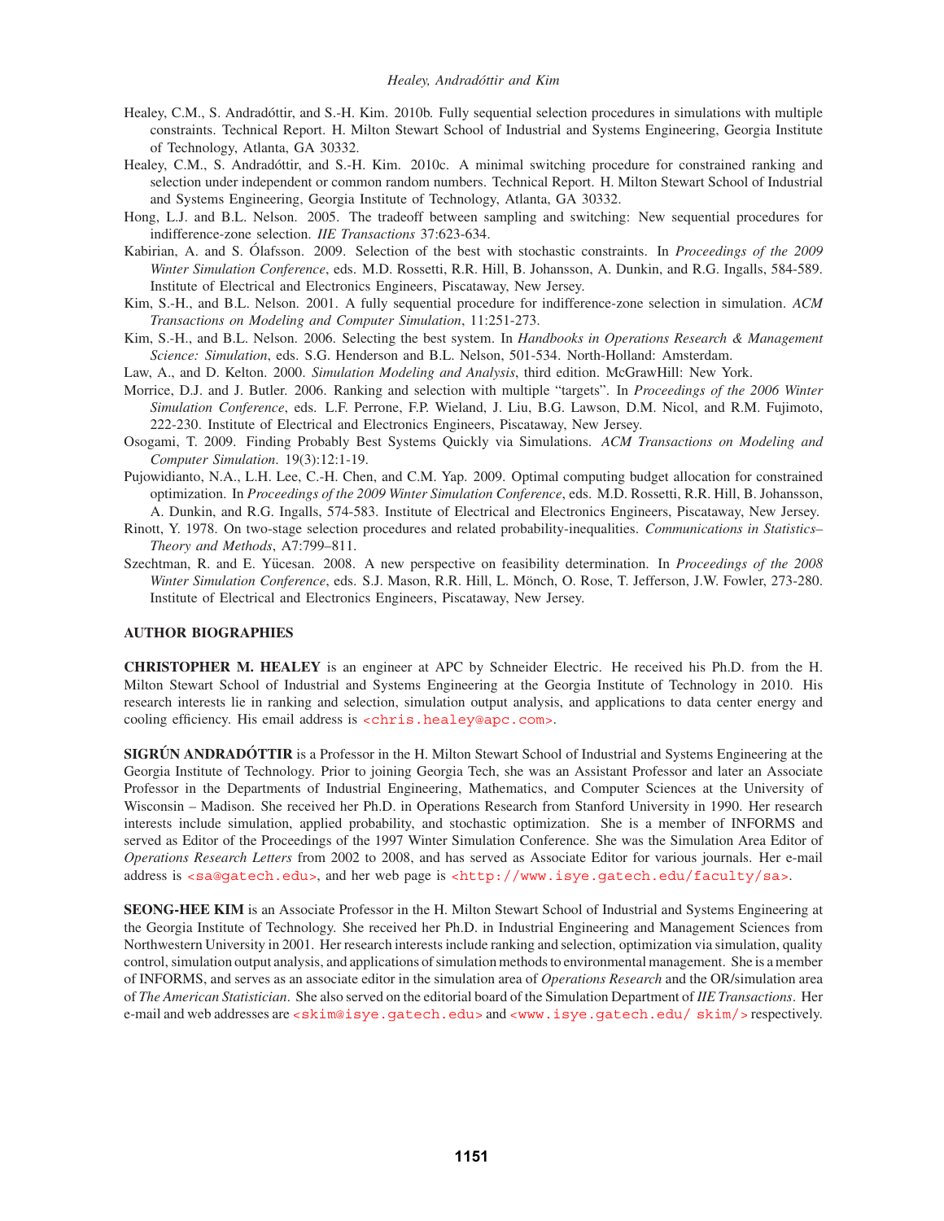Healey, C.M., S. Andradóttir, and S.-H. Kim. 2010b. Fully sequential selection procedures in simulations with multiple constraints. Technical Report. H. Milton Stewart School of Industrial and Systems Engineering, Georgia Institute of Technology, Atlanta, GA 30332.

Healey, C.M., S. Andradóttir, and S.-H. Kim. 2010c. A minimal switching procedure for constrained ranking and selection under independent or common random numbers. Technical Report. H. Milton Stewart School of Industrial and Systems Engineering, Georgia Institute of Technology, Atlanta, GA 30332.

Hong, L.J. and B.L. Nelson. 2005. The tradeoff between sampling and switching: New sequential procedures for indifference-zone selection. *IIE Transactions* 37:623-634.

Kabirian, A. and S. Ólafsson. 2009. Selection of the best with stochastic constraints. In *Proceedings of the 2009 Winter Simulation Conference*, eds. M.D. Rossetti, R.R. Hill, B. Johansson, A. Dunkin, and R.G. Ingalls, 584-589. Institute of Electrical and Electronics Engineers, Piscataway, New Jersey.

Kim, S.-H., and B.L. Nelson. 2001. A fully sequential procedure for indifference-zone selection in simulation. *ACM Transactions on Modeling and Computer Simulation*, 11:251-273.

Kim, S.-H., and B.L. Nelson. 2006. Selecting the best system. In *Handbooks in Operations Research & Management Science: Simulation*, eds. S.G. Henderson and B.L. Nelson, 501-534. North-Holland: Amsterdam.

Law, A., and D. Kelton. 2000. *Simulation Modeling and Analysis*, third edition. McGrawHill: New York.

Morrice, D.J. and J. Butler. 2006. Ranking and selection with multiple "targets". In *Proceedings of the 2006 Winter Simulation Conference*, eds. L.F. Perrone, F.P. Wieland, J. Liu, B.G. Lawson, D.M. Nicol, and R.M. Fujimoto, 222-230. Institute of Electrical and Electronics Engineers, Piscataway, New Jersey.

Osogami, T. 2009. Finding Probably Best Systems Quickly via Simulations. *ACM Transactions on Modeling and Computer Simulation*. 19(3):12:1-19.

Pujowidianto, N.A., L.H. Lee, C.-H. Chen, and C.M. Yap. 2009. Optimal computing budget allocation for constrained optimization. In *Proceedings of the 2009 Winter Simulation Conference*, eds. M.D. Rossetti, R.R. Hill, B. Johansson, A. Dunkin, and R.G. Ingalls, 574-583. Institute of Electrical and Electronics Engineers, Piscataway, New Jersey.

Rinott, Y. 1978. On two-stage selection procedures and related probability-inequalities. *Communications in Statistics–Theory and Methods*, A7:799–811.

Szechtman, R. and E. Yücesan. 2008. A new perspective on feasibility determination. In *Proceedings of the 2008 Winter Simulation Conference*, eds. S.J. Mason, R.R. Hill, L. Mönch, O. Rose, T. Jefferson, J.W. Fowler, 273-280. Institute of Electrical and Electronics Engineers, Piscataway, New Jersey.

## AUTHOR BIOGRAPHIES

**CHRISTOPHER M. HEALEY** is an engineer at APC by Schneider Electric. He received his Ph.D. from the H. Milton Stewart School of Industrial and Systems Engineering at the Georgia Institute of Technology in 2010. His research interests lie in ranking and selection, simulation output analysis, and applications to data center energy and cooling efficiency. His email address is <chris.healey@apc.com>.

**SIGRÚN ANDRADÓTTIR** is a Professor in the H. Milton Stewart School of Industrial and Systems Engineering at the Georgia Institute of Technology. Prior to joining Georgia Tech, she was an Assistant Professor and later an Associate Professor in the Departments of Industrial Engineering, Mathematics, and Computer Sciences at the University of Wisconsin – Madison. She received her Ph.D. in Operations Research from Stanford University in 1990. Her research interests include simulation, applied probability, and stochastic optimization. She is a member of INFORMS and served as Editor of the Proceedings of the 1997 Winter Simulation Conference. She was the Simulation Area Editor of *Operations Research Letters* from 2002 to 2008, and has served as Associate Editor for various journals. Her e-mail address is <sa@gatech.edu>, and her web page is <http://www.isye.gatech.edu/faculty/sa>.

**SEONG-HEE KIM** is an Associate Professor in the H. Milton Stewart School of Industrial and Systems Engineering at the Georgia Institute of Technology. She received her Ph.D. in Industrial Engineering and Management Sciences from Northwestern University in 2001. Her research interests include ranking and selection, optimization via simulation, quality control, simulation output analysis, and applications of simulation methods to environmental management. She is a member of INFORMS, and serves as an associate editor in the simulation area of *Operations Research* and the OR/simulation area of *The American Statistician*. She also served on the editorial board of the Simulation Department of *IIE Transactions*. Her e-mail and web addresses are <skim@isye.gatech.edu> and <www.isye.gatech.edu/ skim/> respectively.